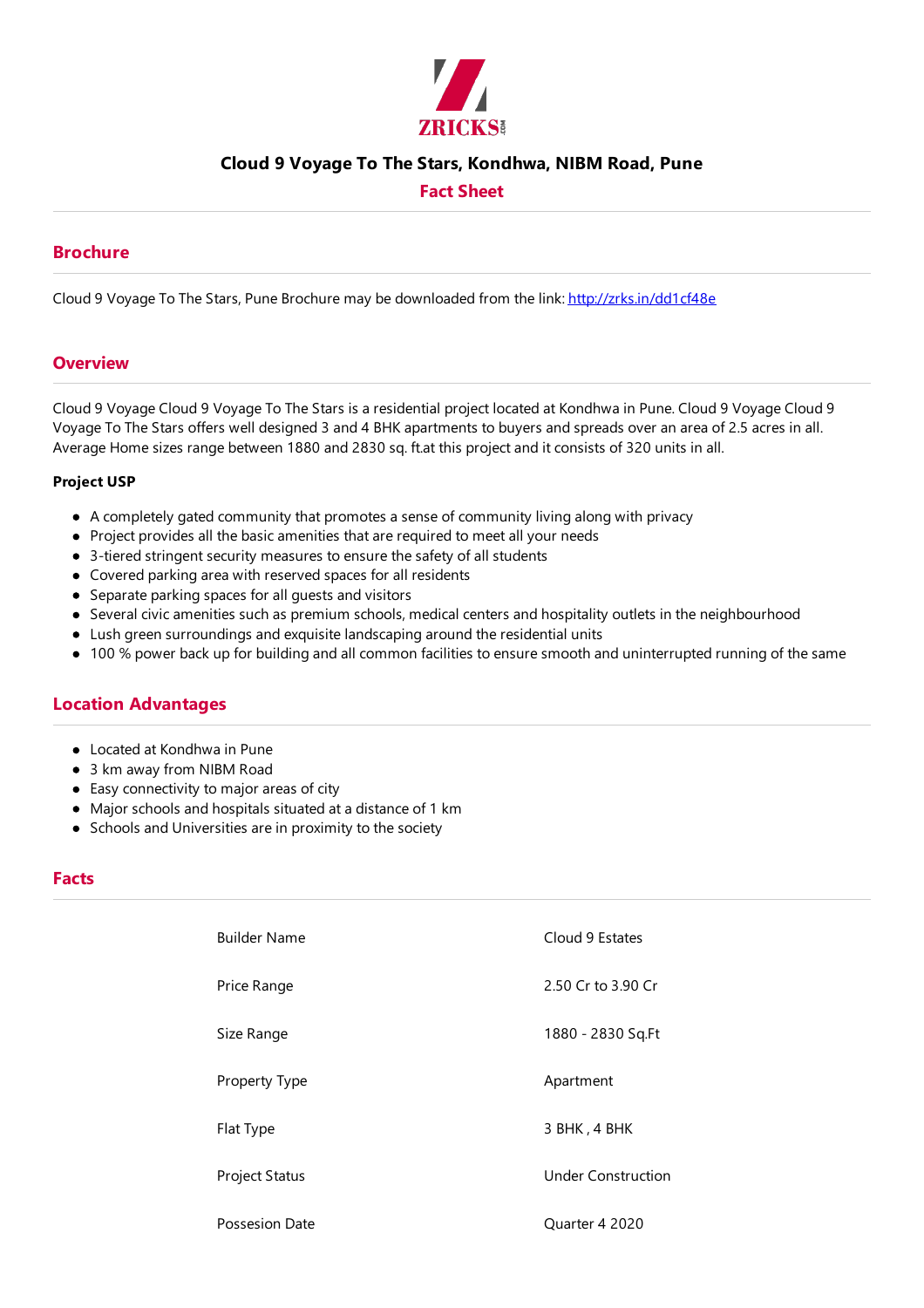# Cloud 9 Voyage To The Stars, Kondhwa, NIBM Road, Pune

## Fact Sheet

## Brochure

Cloud 9 Voyage To The Stars, Pune Brochure may be downloaded from the link: http://zrks.in/dd1cf48e

## Overview

Cloud 9 Voyage Cloud 9 Voyage To The Stars is a residential project located at Kondhwa in Pune. Cloud 9 Voyage Cloud 9 Voyage To The Stars offers well designed 3 and 4 BHK apartments to buyers and spreads over an area of 2.5 acres in all. Average Home sizes range between 1880 and 2830 sq. ft.at this project and it consists of 320 units in all.

**Project USP**

- A completely gated community that promotes a sense of community living along with privacy
- Project provides all the basic amenities that are required to meet all your needs
- 3-tiered stringent security measures to ensure the safety of all students
- Covered parking area with reserved spaces for all residents
- Separate parking spaces for all guests and visitors
- Several civic amenities such as premium schools, medical centers and hospitality outlets in the neighbourhood
- Lush green surroundings and exquisite landscaping around the residential units
- 100 % power back up for building and all common facilities to ensure smooth and uninterrupted running of the same

## Location Advantages

- Located at Kondhwa in Pune
- 3 km away from NIBM Road
- Easy connectivity to major areas of city
- Major schools and hospitals situated at a distance of 1 km
- Schools and Universities are in proximity to the society

## Facts

| | |
|---|---|
| Builder Name | Cloud 9 Estates |
| Price Range | 2.50 Cr to 3.90 Cr |
| Size Range | 1880 - 2830 Sq.Ft |
| Property Type | Apartment |
| Flat Type | 3 BHK , 4 BHK |
| Project Status | Under Construction |
| Possesion Date | Quarter 4 2020 |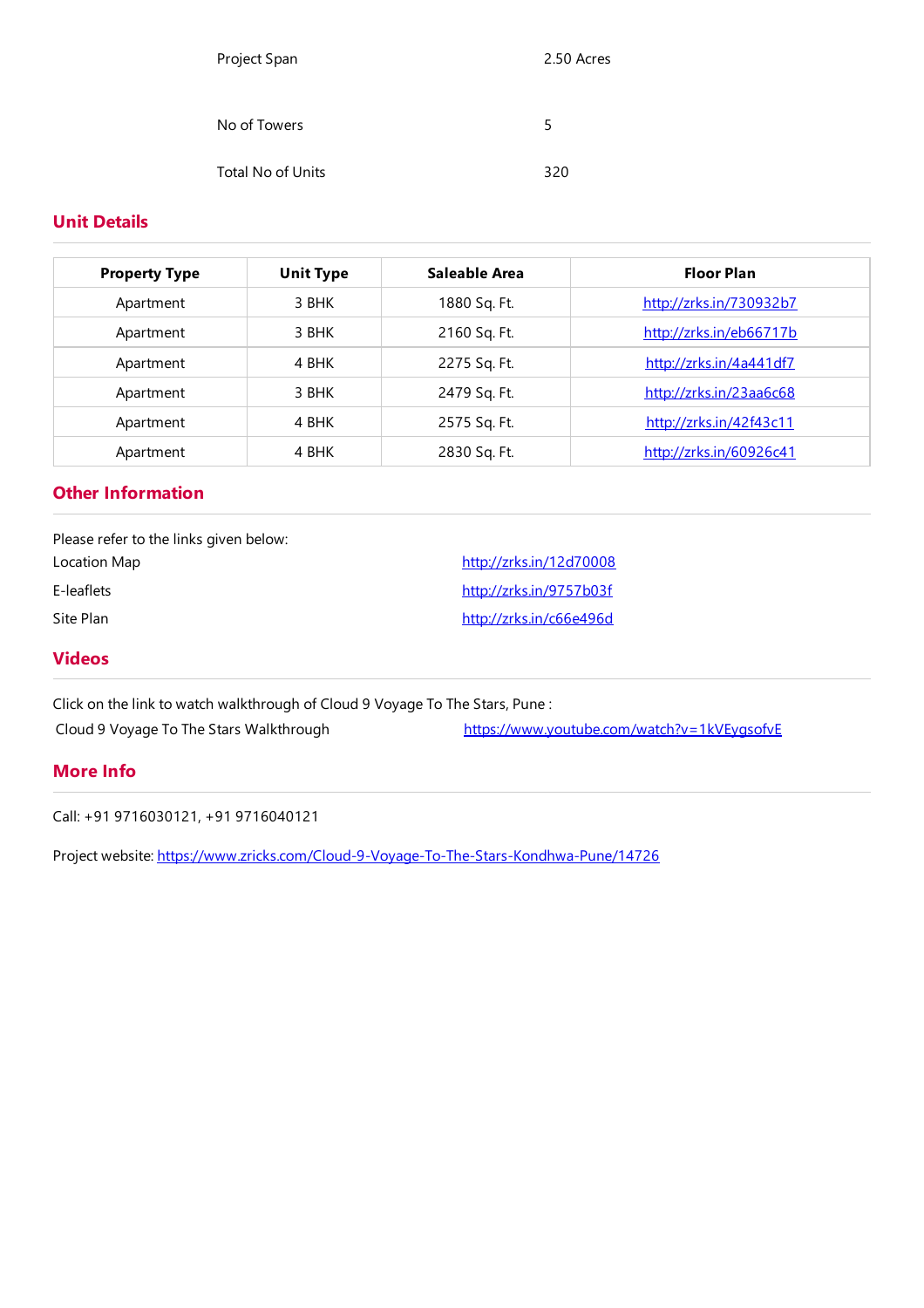| | |
|---|---|
| Project Span | 2.50 Acres |
| No of Towers | 5 |
| Total No of Units | 320 |

## Unit Details

| Property Type | Unit Type | Saleable Area | Floor Plan |
|---|---|---|---|
| Apartment | 3 BHK | 1880 Sq. Ft. | http://zrks.in/730932b7 |
| Apartment | 3 BHK | 2160 Sq. Ft. | http://zrks.in/eb66717b |
| Apartment | 4 BHK | 2275 Sq. Ft. | http://zrks.in/4a441df7 |
| Apartment | 3 BHK | 2479 Sq. Ft. | http://zrks.in/23aa6c68 |
| Apartment | 4 BHK | 2575 Sq. Ft. | http://zrks.in/42f43c11 |
| Apartment | 4 BHK | 2830 Sq. Ft. | http://zrks.in/60926c41 |

## Other Information

Please refer to the links given below:

| | |
|---|---|
| Location Map | http://zrks.in/12d70008 |
| E-leaflets | http://zrks.in/9757b03f |
| Site Plan | http://zrks.in/c66e496d |

## Videos

Click on the link to watch walkthrough of Cloud 9 Voyage To The Stars, Pune :

Cloud 9 Voyage To The Stars Walkthrough https://www.youtube.com/watch?v=1kVEygsofvE

## More Info

Call: +91 9716030121, +91 9716040121

Project website: https://www.zricks.com/Cloud-9-Voyage-To-The-Stars-Kondhwa-Pune/14726